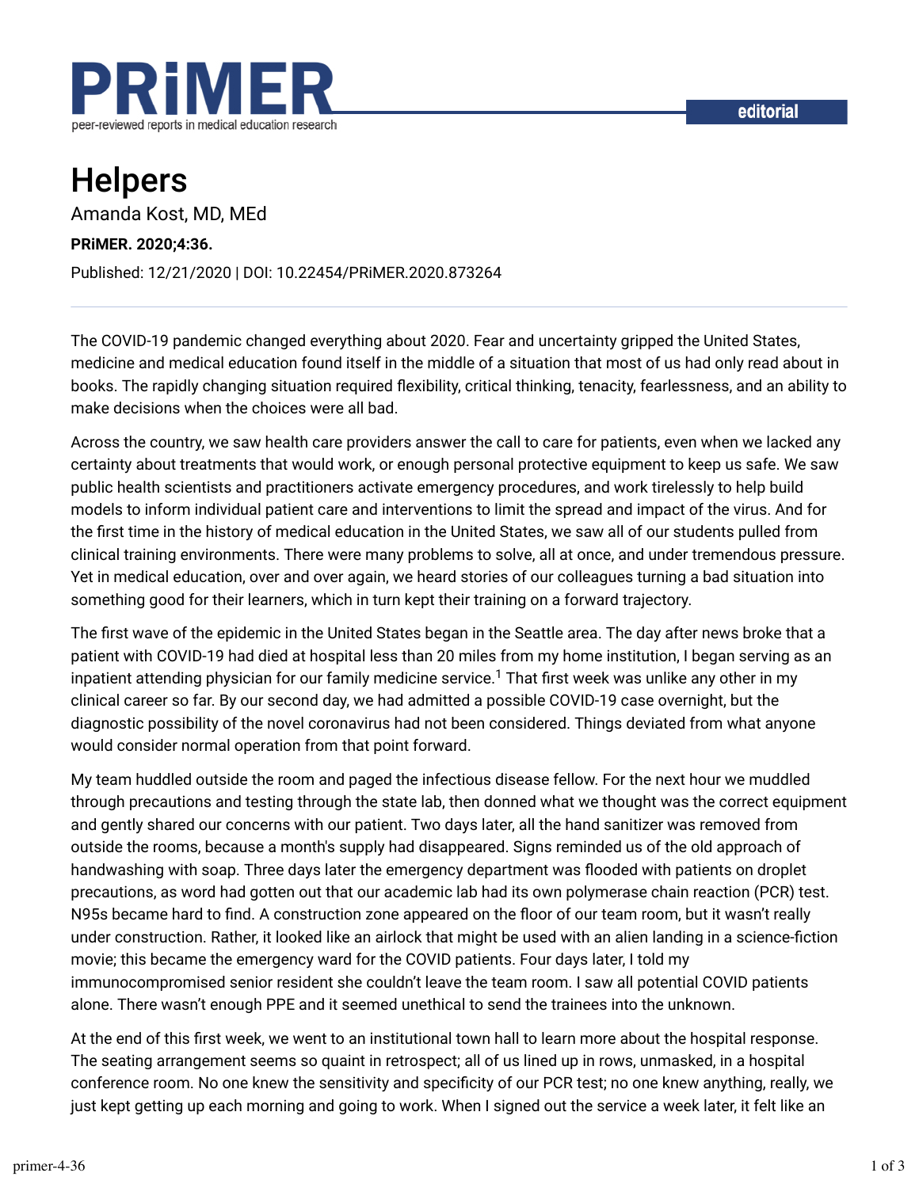PRiMER

peer-reviewed reports in medical education research

editorial

# Helpers

Amanda Kost, MD, MEd

**PRiMER. 2020;4:36.**

Published: 12/21/2020 | DOI: 10.22454/PRiMER.2020.873264

---

The COVID-19 pandemic changed everything about 2020. Fear and uncertainty gripped the United States, medicine and medical education found itself in the middle of a situation that most of us had only read about in books. The rapidly changing situation required flexibility, critical thinking, tenacity, fearlessness, and an ability to make decisions when the choices were all bad.

Across the country, we saw health care providers answer the call to care for patients, even when we lacked any certainty about treatments that would work, or enough personal protective equipment to keep us safe. We saw public health scientists and practitioners activate emergency procedures, and work tirelessly to help build models to inform individual patient care and interventions to limit the spread and impact of the virus. And for the first time in the history of medical education in the United States, we saw all of our students pulled from clinical training environments. There were many problems to solve, all at once, and under tremendous pressure. Yet in medical education, over and over again, we heard stories of our colleagues turning a bad situation into something good for their learners, which in turn kept their training on a forward trajectory.

The first wave of the epidemic in the United States began in the Seattle area. The day after news broke that a patient with COVID-19 had died at hospital less than 20 miles from my home institution, I began serving as an inpatient attending physician for our family medicine service.[1] That first week was unlike any other in my clinical career so far. By our second day, we had admitted a possible COVID-19 case overnight, but the diagnostic possibility of the novel coronavirus had not been considered. Things deviated from what anyone would consider normal operation from that point forward.

My team huddled outside the room and paged the infectious disease fellow. For the next hour we muddled through precautions and testing through the state lab, then donned what we thought was the correct equipment and gently shared our concerns with our patient. Two days later, all the hand sanitizer was removed from outside the rooms, because a month's supply had disappeared. Signs reminded us of the old approach of handwashing with soap. Three days later the emergency department was flooded with patients on droplet precautions, as word had gotten out that our academic lab had its own polymerase chain reaction (PCR) test. N95s became hard to find. A construction zone appeared on the floor of our team room, but it wasn't really under construction. Rather, it looked like an airlock that might be used with an alien landing in a science-fiction movie; this became the emergency ward for the COVID patients. Four days later, I told my immunocompromised senior resident she couldn't leave the team room. I saw all potential COVID patients alone. There wasn't enough PPE and it seemed unethical to send the trainees into the unknown.

At the end of this first week, we went to an institutional town hall to learn more about the hospital response. The seating arrangement seems so quaint in retrospect; all of us lined up in rows, unmasked, in a hospital conference room. No one knew the sensitivity and specificity of our PCR test; no one knew anything, really, we just kept getting up each morning and going to work. When I signed out the service a week later, it felt like an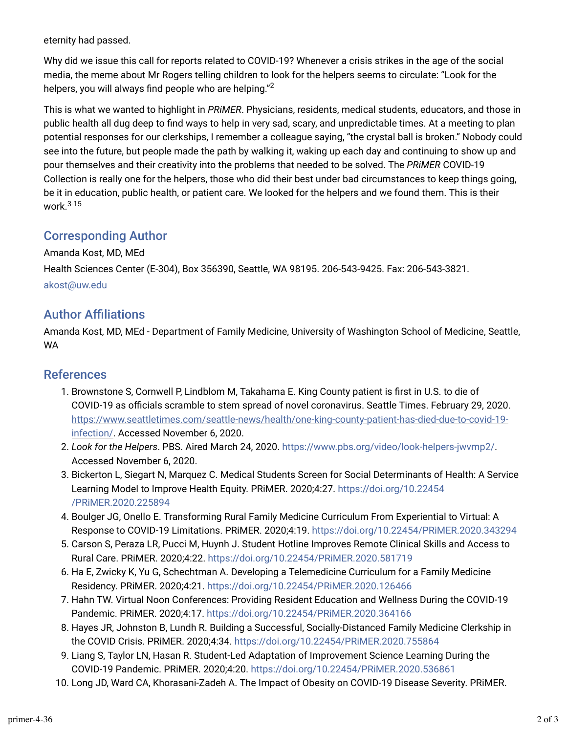eternity had passed.

Why did we issue this call for reports related to COVID-19? Whenever a crisis strikes in the age of the social media, the meme about Mr Rogers telling children to look for the helpers seems to circulate: "Look for the helpers, you will always find people who are helping."[2]

This is what we wanted to highlight in *PRiMER*. Physicians, residents, medical students, educators, and those in public health all dug deep to find ways to help in very sad, scary, and unpredictable times. At a meeting to plan potential responses for our clerkships, I remember a colleague saying, "the crystal ball is broken." Nobody could see into the future, but people made the path by walking it, waking up each day and continuing to show up and pour themselves and their creativity into the problems that needed to be solved. The *PRiMER* COVID-19 Collection is really one for the helpers, those who did their best under bad circumstances to keep things going, be it in education, public health, or patient care. We looked for the helpers and we found them. This is their work.[3-15]

## Corresponding Author

Amanda Kost, MD, MEd

Health Sciences Center (E-304), Box 356390, Seattle, WA 98195. 206-543-9425. Fax: 206-543-3821.

akost@uw.edu

## Author Affiliations

Amanda Kost, MD, MEd - Department of Family Medicine, University of Washington School of Medicine, Seattle, WA

## References

1. Brownstone S, Cornwell P, Lindblom M, Takahama E. King County patient is first in U.S. to die of COVID-19 as officials scramble to stem spread of novel coronavirus. Seattle Times. February 29, 2020. https://www.seattletimes.com/seattle-news/health/one-king-county-patient-has-died-due-to-covid-19-infection/. Accessed November 6, 2020.
2. *Look for the Helpers*. PBS. Aired March 24, 2020. https://www.pbs.org/video/look-helpers-jwvmp2/. Accessed November 6, 2020.
3. Bickerton L, Siegart N, Marquez C. Medical Students Screen for Social Determinants of Health: A Service Learning Model to Improve Health Equity. PRiMER. 2020;4:27. https://doi.org/10.22454/PRiMER.2020.225894
4. Boulger JG, Onello E. Transforming Rural Family Medicine Curriculum From Experiential to Virtual: A Response to COVID-19 Limitations. PRiMER. 2020;4:19. https://doi.org/10.22454/PRiMER.2020.343294
5. Carson S, Peraza LR, Pucci M, Huynh J. Student Hotline Improves Remote Clinical Skills and Access to Rural Care. PRiMER. 2020;4:22. https://doi.org/10.22454/PRiMER.2020.581719
6. Ha E, Zwicky K, Yu G, Schechtman A. Developing a Telemedicine Curriculum for a Family Medicine Residency. PRiMER. 2020;4:21. https://doi.org/10.22454/PRiMER.2020.126466
7. Hahn TW. Virtual Noon Conferences: Providing Resident Education and Wellness During the COVID-19 Pandemic. PRiMER. 2020;4:17. https://doi.org/10.22454/PRiMER.2020.364166
8. Hayes JR, Johnston B, Lundh R. Building a Successful, Socially-Distanced Family Medicine Clerkship in the COVID Crisis. PRiMER. 2020;4:34. https://doi.org/10.22454/PRiMER.2020.755864
9. Liang S, Taylor LN, Hasan R. Student-Led Adaptation of Improvement Science Learning During the COVID-19 Pandemic. PRiMER. 2020;4:20. https://doi.org/10.22454/PRiMER.2020.536861
10. Long JD, Ward CA, Khorasani-Zadeh A. The Impact of Obesity on COVID-19 Disease Severity. PRiMER.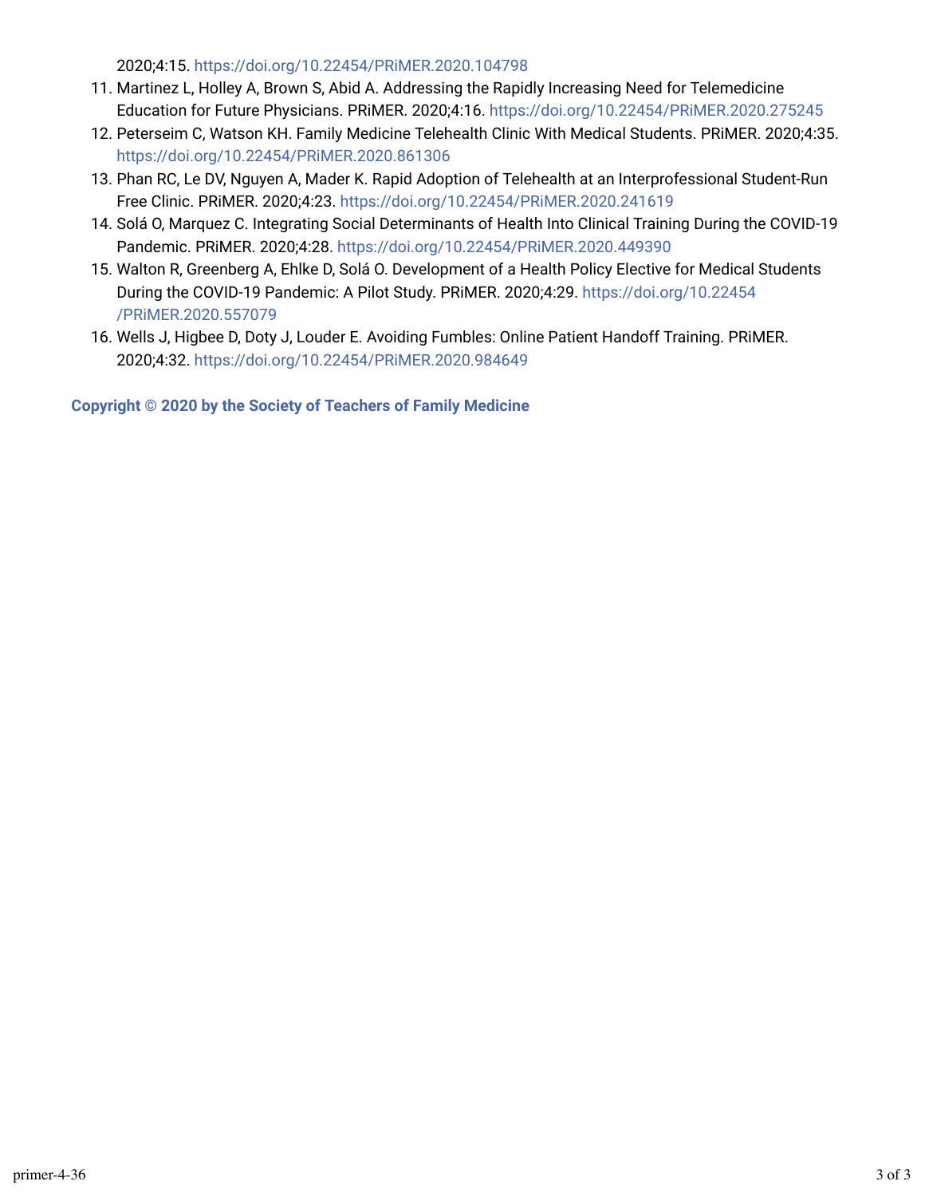2020;4:15. https://doi.org/10.22454/PRiMER.2020.104798

11. Martinez L, Holley A, Brown S, Abid A. Addressing the Rapidly Increasing Need for Telemedicine Education for Future Physicians. PRiMER. 2020;4:16. https://doi.org/10.22454/PRiMER.2020.275245
12. Peterseim C, Watson KH. Family Medicine Telehealth Clinic With Medical Students. PRiMER. 2020;4:35. https://doi.org/10.22454/PRiMER.2020.861306
13. Phan RC, Le DV, Nguyen A, Mader K. Rapid Adoption of Telehealth at an Interprofessional Student-Run Free Clinic. PRiMER. 2020;4:23. https://doi.org/10.22454/PRiMER.2020.241619
14. Solá O, Marquez C. Integrating Social Determinants of Health Into Clinical Training During the COVID-19 Pandemic. PRiMER. 2020;4:28. https://doi.org/10.22454/PRiMER.2020.449390
15. Walton R, Greenberg A, Ehlke D, Solá O. Development of a Health Policy Elective for Medical Students During the COVID-19 Pandemic: A Pilot Study. PRiMER. 2020;4:29. https://doi.org/10.22454/PRiMER.2020.557079
16. Wells J, Higbee D, Doty J, Louder E. Avoiding Fumbles: Online Patient Handoff Training. PRiMER. 2020;4:32. https://doi.org/10.22454/PRiMER.2020.984649

**Copyright © 2020 by the Society of Teachers of Family Medicine**